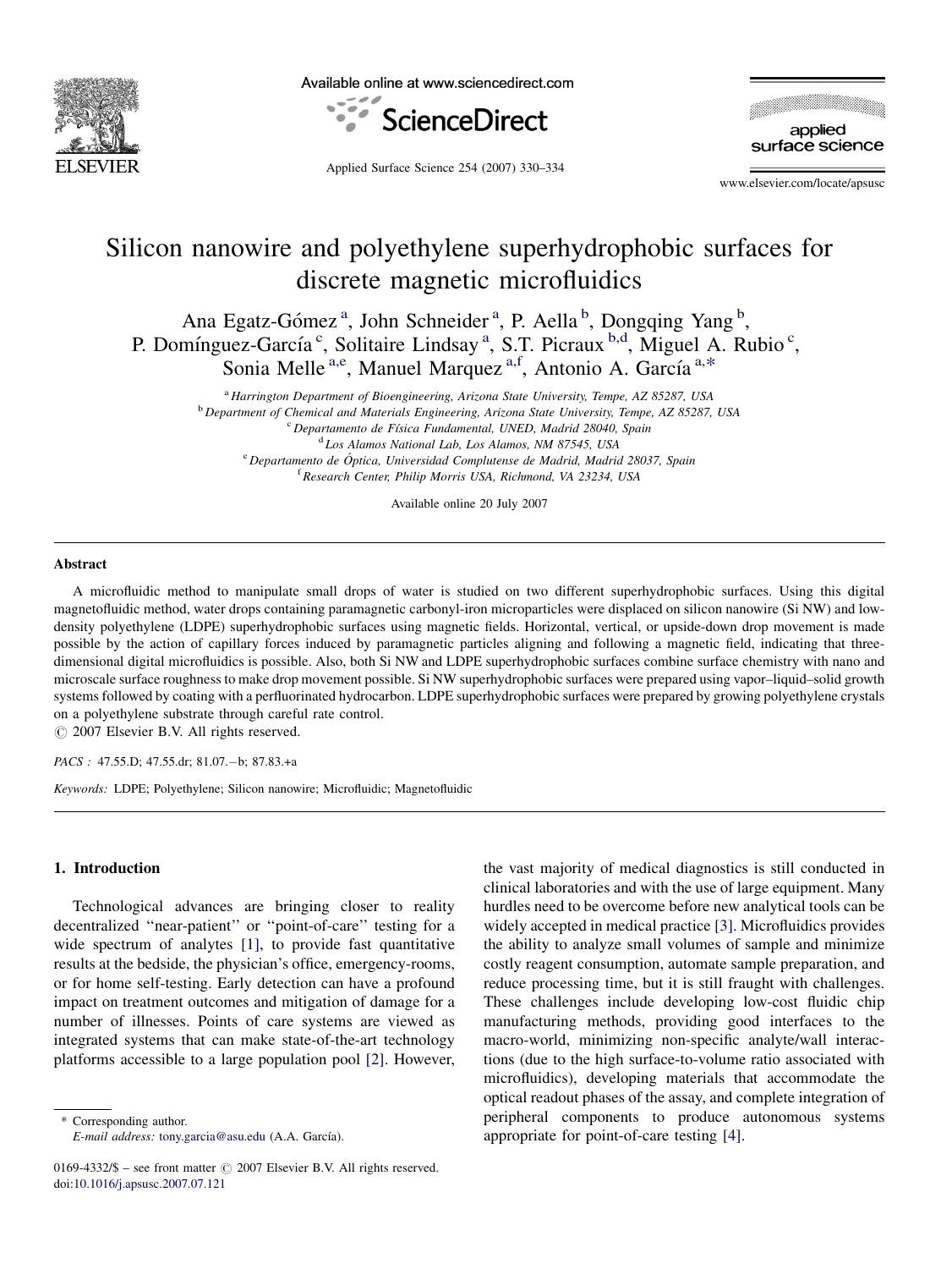# Silicon nanowire and polyethylene superhydrophobic surfaces for discrete magnetic microfluidics

Ana Egatz-Gómez [a], John Schneider [a], P. Aella [b], Dongqing Yang [b], P. Domínguez-García [c], Solitaire Lindsay [a], S.T. Picraux [b,d], Miguel A. Rubio [c], Sonia Melle [a,e], Manuel Marquez [a,f], Antonio A. García [a,*]

[a] Harrington Department of Bioengineering, Arizona State University, Tempe, AZ 85287, USA
[b] Department of Chemical and Materials Engineering, Arizona State University, Tempe, AZ 85287, USA
[c] Departamento de Física Fundamental, UNED, Madrid 28040, Spain
[d] Los Alamos National Lab, Los Alamos, NM 87545, USA
[e] Departamento de Óptica, Universidad Complutense de Madrid, Madrid 28037, Spain
[f] Research Center, Philip Morris USA, Richmond, VA 23234, USA

Available online 20 July 2007

## Abstract

A microfluidic method to manipulate small drops of water is studied on two different superhydrophobic surfaces. Using this digital magnetofluidic method, water drops containing paramagnetic carbonyl-iron microparticles were displaced on silicon nanowire (Si NW) and low-density polyethylene (LDPE) superhydrophobic surfaces using magnetic fields. Horizontal, vertical, or upside-down drop movement is made possible by the action of capillary forces induced by paramagnetic particles aligning and following a magnetic field, indicating that three-dimensional digital microfluidics is possible. Also, both Si NW and LDPE superhydrophobic surfaces combine surface chemistry with nano and microscale surface roughness to make drop movement possible. Si NW superhydrophobic surfaces were prepared using vapor–liquid–solid growth systems followed by coating with a perfluorinated hydrocarbon. LDPE superhydrophobic surfaces were prepared by growing polyethylene crystals on a polyethylene substrate through careful rate control.

© 2007 Elsevier B.V. All rights reserved.

*PACS :* 47.55.D; 47.55.dr; 81.07.−b; 87.83.+a

*Keywords:* LDPE; Polyethylene; Silicon nanowire; Microfluidic; Magnetofluidic

## 1. Introduction

Technological advances are bringing closer to reality decentralized "near-patient" or "point-of-care" testing for a wide spectrum of analytes [1], to provide fast quantitative results at the bedside, the physician's office, emergency-rooms, or for home self-testing. Early detection can have a profound impact on treatment outcomes and mitigation of damage for a number of illnesses. Points of care systems are viewed as integrated systems that can make state-of-the-art technology platforms accessible to a large population pool [2]. However, the vast majority of medical diagnostics is still conducted in clinical laboratories and with the use of large equipment. Many hurdles need to be overcome before new analytical tools can be widely accepted in medical practice [3]. Microfluidics provides the ability to analyze small volumes of sample and minimize costly reagent consumption, automate sample preparation, and reduce processing time, but it is still fraught with challenges. These challenges include developing low-cost fluidic chip manufacturing methods, providing good interfaces to the macro-world, minimizing non-specific analyte/wall interactions (due to the high surface-to-volume ratio associated with microfluidics), developing materials that accommodate the optical readout phases of the assay, and complete integration of peripheral components to produce autonomous systems appropriate for point-of-care testing [4].

\* Corresponding author.
*E-mail address:* tony.garcia@asu.edu (A.A. García).

0169-4332/$ – see front matter © 2007 Elsevier B.V. All rights reserved.
doi:10.1016/j.apsusc.2007.07.121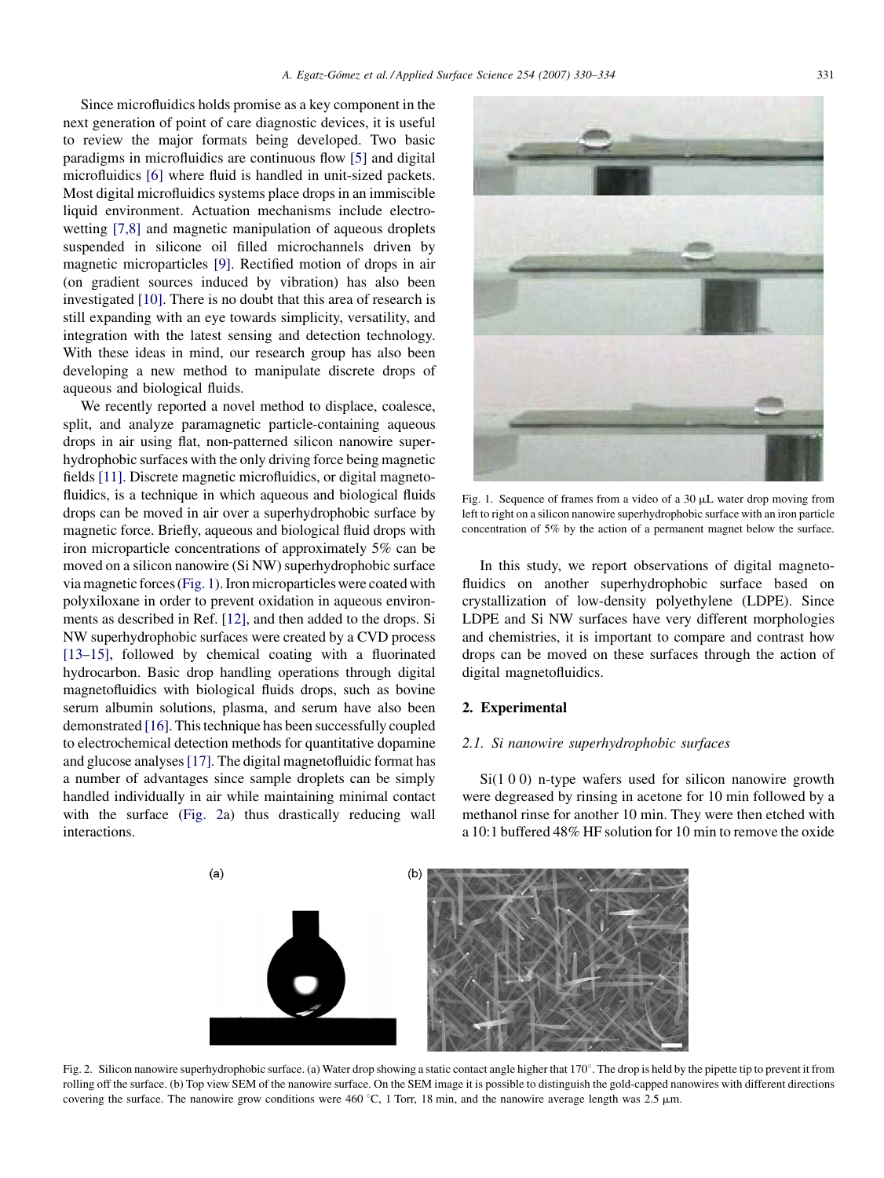Since microfluidics holds promise as a key component in the next generation of point of care diagnostic devices, it is useful to review the major formats being developed. Two basic paradigms in microfluidics are continuous flow [5] and digital microfluidics [6] where fluid is handled in unit-sized packets. Most digital microfluidics systems place drops in an immiscible liquid environment. Actuation mechanisms include electrowetting [7,8] and magnetic manipulation of aqueous droplets suspended in silicone oil filled microchannels driven by magnetic microparticles [9]. Rectified motion of drops in air (on gradient sources induced by vibration) has also been investigated [10]. There is no doubt that this area of research is still expanding with an eye towards simplicity, versatility, and integration with the latest sensing and detection technology. With these ideas in mind, our research group has also been developing a new method to manipulate discrete drops of aqueous and biological fluids.

We recently reported a novel method to displace, coalesce, split, and analyze paramagnetic particle-containing aqueous drops in air using flat, non-patterned silicon nanowire superhydrophobic surfaces with the only driving force being magnetic fields [11]. Discrete magnetic microfluidics, or digital magnetofluidics, is a technique in which aqueous and biological fluids drops can be moved in air over a superhydrophobic surface by magnetic force. Briefly, aqueous and biological fluid drops with iron microparticle concentrations of approximately 5% can be moved on a silicon nanowire (Si NW) superhydrophobic surface via magnetic forces (Fig. 1). Iron microparticles were coated with polyxiloxane in order to prevent oxidation in aqueous environments as described in Ref. [12], and then added to the drops. Si NW superhydrophobic surfaces were created by a CVD process [13–15], followed by chemical coating with a fluorinated hydrocarbon. Basic drop handling operations through digital magnetofluidics with biological fluids drops, such as bovine serum albumin solutions, plasma, and serum have also been demonstrated [16]. This technique has been successfully coupled to electrochemical detection methods for quantitative dopamine and glucose analyses [17]. The digital magnetofluidic format has a number of advantages since sample droplets can be simply handled individually in air while maintaining minimal contact with the surface (Fig. 2a) thus drastically reducing wall interactions.

Fig. 1. Sequence of frames from a video of a 30 μL water drop moving from left to right on a silicon nanowire superhydrophobic surface with an iron particle concentration of 5% by the action of a permanent magnet below the surface.

In this study, we report observations of digital magnetofluidics on another superhydrophobic surface based on crystallization of low-density polyethylene (LDPE). Since LDPE and Si NW surfaces have very different morphologies and chemistries, it is important to compare and contrast how drops can be moved on these surfaces through the action of digital magnetofluidics.

## 2. Experimental

### 2.1. Si nanowire superhydrophobic surfaces

Si(1 0 0) n-type wafers used for silicon nanowire growth were degreased by rinsing in acetone for 10 min followed by a methanol rinse for another 10 min. They were then etched with a 10:1 buffered 48% HF solution for 10 min to remove the oxide

Fig. 2. Silicon nanowire superhydrophobic surface. (a) Water drop showing a static contact angle higher that 170°. The drop is held by the pipette tip to prevent it from rolling off the surface. (b) Top view SEM of the nanowire surface. On the SEM image it is possible to distinguish the gold-capped nanowires with different directions covering the surface. The nanowire grow conditions were 460 °C, 1 Torr, 18 min, and the nanowire average length was 2.5 μm.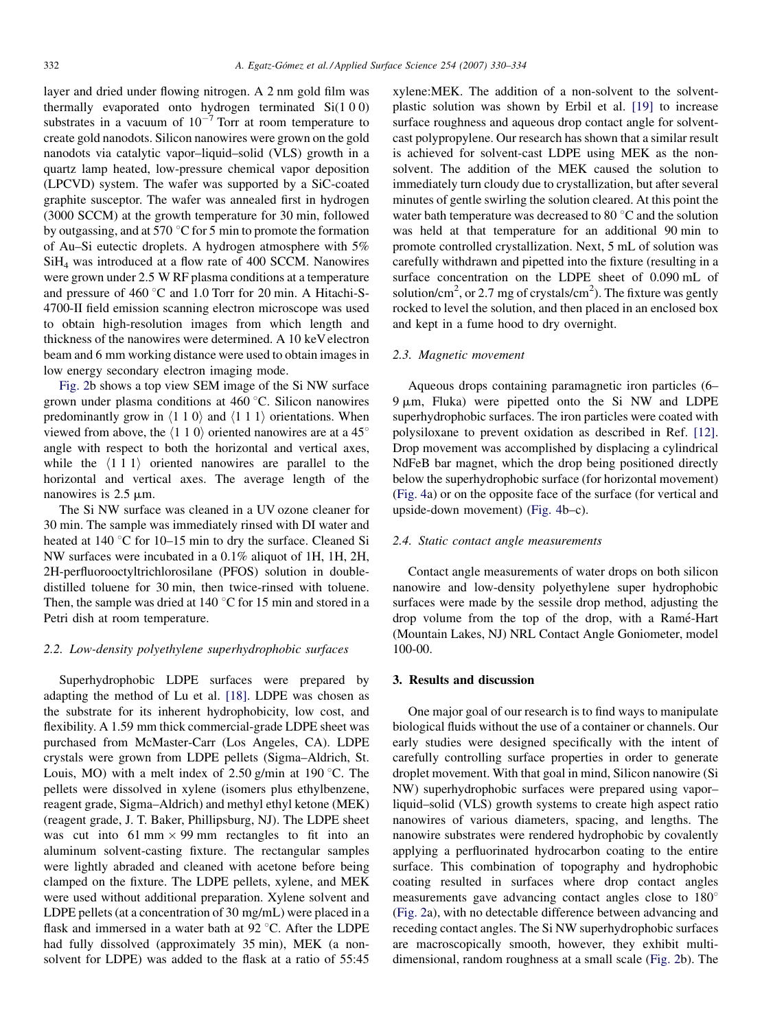layer and dried under flowing nitrogen. A 2 nm gold film was thermally evaporated onto hydrogen terminated Si(1 0 0) substrates in a vacuum of $10^{-7}$ Torr at room temperature to create gold nanodots. Silicon nanowires were grown on the gold nanodots via catalytic vapor–liquid–solid (VLS) growth in a quartz lamp heated, low-pressure chemical vapor deposition (LPCVD) system. The wafer was supported by a SiC-coated graphite susceptor. The wafer was annealed first in hydrogen (3000 SCCM) at the growth temperature for 30 min, followed by outgassing, and at 570 °C for 5 min to promote the formation of Au–Si eutectic droplets. A hydrogen atmosphere with 5% $SiH_4$ was introduced at a flow rate of 400 SCCM. Nanowires were grown under 2.5 W RF plasma conditions at a temperature and pressure of 460 °C and 1.0 Torr for 20 min. A Hitachi-S-4700-II field emission scanning electron microscope was used to obtain high-resolution images from which length and thickness of the nanowires were determined. A 10 keV electron beam and 6 mm working distance were used to obtain images in low energy secondary electron imaging mode.

Fig. 2b shows a top view SEM image of the Si NW surface grown under plasma conditions at 460 °C. Silicon nanowires predominantly grow in ⟨1 1 0⟩ and ⟨1 1 1⟩ orientations. When viewed from above, the ⟨1 1 0⟩ oriented nanowires are at a 45° angle with respect to both the horizontal and vertical axes, while the ⟨1 1 1⟩ oriented nanowires are parallel to the horizontal and vertical axes. The average length of the nanowires is 2.5 μm.

The Si NW surface was cleaned in a UV ozone cleaner for 30 min. The sample was immediately rinsed with DI water and heated at 140 °C for 10–15 min to dry the surface. Cleaned Si NW surfaces were incubated in a 0.1% aliquot of 1H, 1H, 2H, 2H-perfluorooctyltrichlorosilane (PFOS) solution in double-distilled toluene for 30 min, then twice-rinsed with toluene. Then, the sample was dried at 140 °C for 15 min and stored in a Petri dish at room temperature.

### 2.2. Low-density polyethylene superhydrophobic surfaces

Superhydrophobic LDPE surfaces were prepared by adapting the method of Lu et al. [18]. LDPE was chosen as the substrate for its inherent hydrophobicity, low cost, and flexibility. A 1.59 mm thick commercial-grade LDPE sheet was purchased from McMaster-Carr (Los Angeles, CA). LDPE crystals were grown from LDPE pellets (Sigma–Aldrich, St. Louis, MO) with a melt index of 2.50 g/min at 190 °C. The pellets were dissolved in xylene (isomers plus ethylbenzene, reagent grade, Sigma–Aldrich) and methyl ethyl ketone (MEK) (reagent grade, J. T. Baker, Phillipsburg, NJ). The LDPE sheet was cut into 61 mm × 99 mm rectangles to fit into an aluminum solvent-casting fixture. The rectangular samples were lightly abraded and cleaned with acetone before being clamped on the fixture. The LDPE pellets, xylene, and MEK were used without additional preparation. Xylene solvent and LDPE pellets (at a concentration of 30 mg/mL) were placed in a flask and immersed in a water bath at 92 °C. After the LDPE had fully dissolved (approximately 35 min), MEK (a non-solvent for LDPE) was added to the flask at a ratio of 55:45 xylene:MEK. The addition of a non-solvent to the solvent-plastic solution was shown by Erbil et al. [19] to increase surface roughness and aqueous drop contact angle for solvent-cast polypropylene. Our research has shown that a similar result is achieved for solvent-cast LDPE using MEK as the non-solvent. The addition of the MEK caused the solution to immediately turn cloudy due to crystallization, but after several minutes of gentle swirling the solution cleared. At this point the water bath temperature was decreased to 80 °C and the solution was held at that temperature for an additional 90 min to promote controlled crystallization. Next, 5 mL of solution was carefully withdrawn and pipetted into the fixture (resulting in a surface concentration on the LDPE sheet of 0.090 mL of solution/$cm^2$, or 2.7 mg of crystals/$cm^2$). The fixture was gently rocked to level the solution, and then placed in an enclosed box and kept in a fume hood to dry overnight.

### 2.3. Magnetic movement

Aqueous drops containing paramagnetic iron particles (6–9 μm, Fluka) were pipetted onto the Si NW and LDPE superhydrophobic surfaces. The iron particles were coated with polysiloxane to prevent oxidation as described in Ref. [12]. Drop movement was accomplished by displacing a cylindrical NdFeB bar magnet, which the drop being positioned directly below the superhydrophobic surface (for horizontal movement) (Fig. 4a) or on the opposite face of the surface (for vertical and upside-down movement) (Fig. 4b–c).

### 2.4. Static contact angle measurements

Contact angle measurements of water drops on both silicon nanowire and low-density polyethylene super hydrophobic surfaces were made by the sessile drop method, adjusting the drop volume from the top of the drop, with a Ramé-Hart (Mountain Lakes, NJ) NRL Contact Angle Goniometer, model 100-00.

## 3. Results and discussion

One major goal of our research is to find ways to manipulate biological fluids without the use of a container or channels. Our early studies were designed specifically with the intent of carefully controlling surface properties in order to generate droplet movement. With that goal in mind, Silicon nanowire (Si NW) superhydrophobic surfaces were prepared using vapor–liquid–solid (VLS) growth systems to create high aspect ratio nanowires of various diameters, spacing, and lengths. The nanowire substrates were rendered hydrophobic by covalently applying a perfluorinated hydrocarbon coating to the entire surface. This combination of topography and hydrophobic coating resulted in surfaces where drop contact angles measurements gave advancing contact angles close to 180° (Fig. 2a), with no detectable difference between advancing and receding contact angles. The Si NW superhydrophobic surfaces are macroscopically smooth, however, they exhibit multi-dimensional, random roughness at a small scale (Fig. 2b). The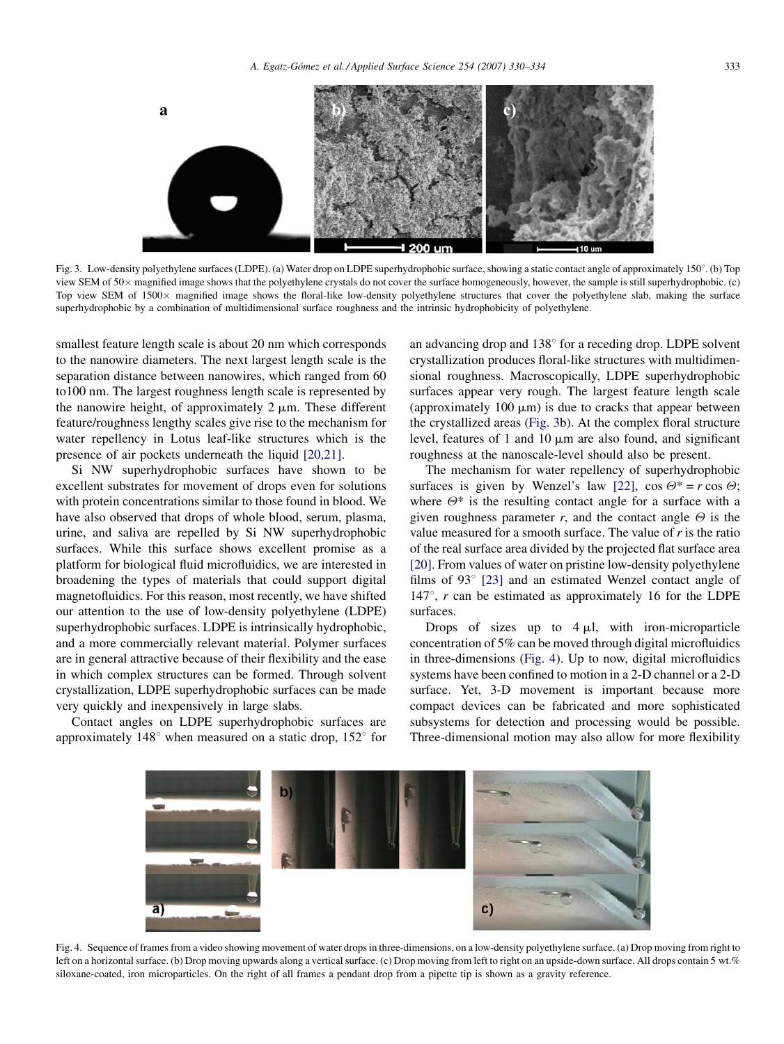Fig. 3. Low-density polyethylene surfaces (LDPE). (a) Water drop on LDPE superhydrophobic surface, showing a static contact angle of approximately 150°. (b) Top view SEM of 50× magnified image shows that the polyethylene crystals do not cover the surface homogeneously, however, the sample is still superhydrophobic. (c) Top view SEM of 1500× magnified image shows the floral-like low-density polyethylene structures that cover the polyethylene slab, making the surface superhydrophobic by a combination of multidimensional surface roughness and the intrinsic hydrophobicity of polyethylene.

smallest feature length scale is about 20 nm which corresponds to the nanowire diameters. The next largest length scale is the separation distance between nanowires, which ranged from 60 to100 nm. The largest roughness length scale is represented by the nanowire height, of approximately 2 μm. These different feature/roughness lengthy scales give rise to the mechanism for water repellency in Lotus leaf-like structures which is the presence of air pockets underneath the liquid [20,21].

Si NW superhydrophobic surfaces have shown to be excellent substrates for movement of drops even for solutions with protein concentrations similar to those found in blood. We have also observed that drops of whole blood, serum, plasma, urine, and saliva are repelled by Si NW superhydrophobic surfaces. While this surface shows excellent promise as a platform for biological fluid microfluidics, we are interested in broadening the types of materials that could support digital magnetofluidics. For this reason, most recently, we have shifted our attention to the use of low-density polyethylene (LDPE) superhydrophobic surfaces. LDPE is intrinsically hydrophobic, and a more commercially relevant material. Polymer surfaces are in general attractive because of their flexibility and the ease in which complex structures can be formed. Through solvent crystallization, LDPE superhydrophobic surfaces can be made very quickly and inexpensively in large slabs.

Contact angles on LDPE superhydrophobic surfaces are approximately 148° when measured on a static drop, 152° for an advancing drop and 138° for a receding drop. LDPE solvent crystallization produces floral-like structures with multidimensional roughness. Macroscopically, LDPE superhydrophobic surfaces appear very rough. The largest feature length scale (approximately 100 μm) is due to cracks that appear between the crystallized areas (Fig. 3b). At the complex floral structure level, features of 1 and 10 μm are also found, and significant roughness at the nanoscale-level should also be present.

The mechanism for water repellency of superhydrophobic surfaces is given by Wenzel's law [22], $\cos \Theta^* = r \cos \Theta$; where $\Theta^*$ is the resulting contact angle for a surface with a given roughness parameter $r$, and the contact angle $\Theta$ is the value measured for a smooth surface. The value of $r$ is the ratio of the real surface area divided by the projected flat surface area [20]. From values of water on pristine low-density polyethylene films of 93° [23] and an estimated Wenzel contact angle of 147°, $r$ can be estimated as approximately 16 for the LDPE surfaces.

Drops of sizes up to 4 μl, with iron-microparticle concentration of 5% can be moved through digital microfluidics in three-dimensions (Fig. 4). Up to now, digital microfluidics systems have been confined to motion in a 2-D channel or a 2-D surface. Yet, 3-D movement is important because more compact devices can be fabricated and more sophisticated subsystems for detection and processing would be possible. Three-dimensional motion may also allow for more flexibility

Fig. 4. Sequence of frames from a video showing movement of water drops in three-dimensions, on a low-density polyethylene surface. (a) Drop moving from right to left on a horizontal surface. (b) Drop moving upwards along a vertical surface. (c) Drop moving from left to right on an upside-down surface. All drops contain 5 wt.% siloxane-coated, iron microparticles. On the right of all frames a pendant drop from a pipette tip is shown as a gravity reference.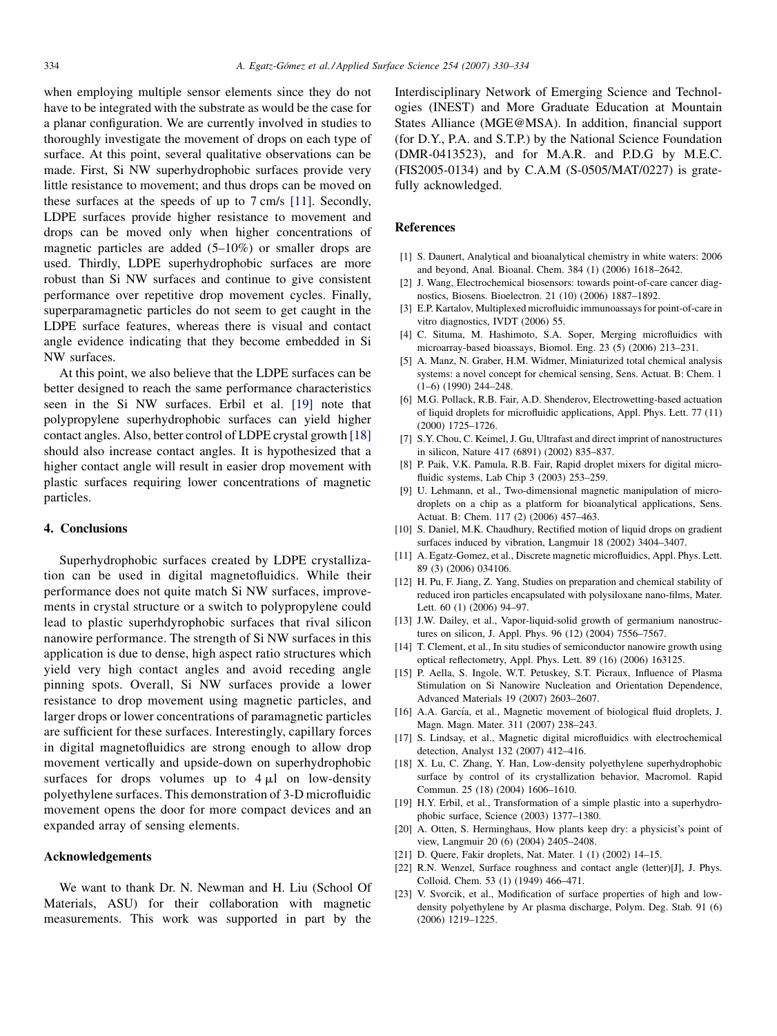when employing multiple sensor elements since they do not have to be integrated with the substrate as would be the case for a planar configuration. We are currently involved in studies to thoroughly investigate the movement of drops on each type of surface. At this point, several qualitative observations can be made. First, Si NW superhydrophobic surfaces provide very little resistance to movement; and thus drops can be moved on these surfaces at the speeds of up to 7 cm/s [11]. Secondly, LDPE surfaces provide higher resistance to movement and drops can be moved only when higher concentrations of magnetic particles are added (5–10%) or smaller drops are used. Thirdly, LDPE superhydrophobic surfaces are more robust than Si NW surfaces and continue to give consistent performance over repetitive drop movement cycles. Finally, superparamagnetic particles do not seem to get caught in the LDPE surface features, whereas there is visual and contact angle evidence indicating that they become embedded in Si NW surfaces.

At this point, we also believe that the LDPE surfaces can be better designed to reach the same performance characteristics seen in the Si NW surfaces. Erbil et al. [19] note that polypropylene superhydrophobic surfaces can yield higher contact angles. Also, better control of LDPE crystal growth [18] should also increase contact angles. It is hypothesized that a higher contact angle will result in easier drop movement with plastic surfaces requiring lower concentrations of magnetic particles.

## 4. Conclusions

Superhydrophobic surfaces created by LDPE crystallization can be used in digital magnetofluidics. While their performance does not quite match Si NW surfaces, improvements in crystal structure or a switch to polypropylene could lead to plastic superhdyrophobic surfaces that rival silicon nanowire performance. The strength of Si NW surfaces in this application is due to dense, high aspect ratio structures which yield very high contact angles and avoid receding angle pinning spots. Overall, Si NW surfaces provide a lower resistance to drop movement using magnetic particles, and larger drops or lower concentrations of paramagnetic particles are sufficient for these surfaces. Interestingly, capillary forces in digital magnetofluidics are strong enough to allow drop movement vertically and upside-down on superhydrophobic surfaces for drops volumes up to 4 μl on low-density polyethylene surfaces. This demonstration of 3-D microfluidic movement opens the door for more compact devices and an expanded array of sensing elements.

## Acknowledgements

We want to thank Dr. N. Newman and H. Liu (School Of Materials, ASU) for their collaboration with magnetic measurements. This work was supported in part by the Interdisciplinary Network of Emerging Science and Technologies (INEST) and More Graduate Education at Mountain States Alliance (MGE@MSA). In addition, financial support (for D.Y., P.A. and S.T.P.) by the National Science Foundation (DMR-0413523), and for M.A.R. and P.D.G by M.E.C. (FIS2005-0134) and by C.A.M (S-0505/MAT/0227) is gratefully acknowledged.

## References

[1] S. Daunert, Analytical and bioanalytical chemistry in white waters: 2006 and beyond, Anal. Bioanal. Chem. 384 (1) (2006) 1618–2642.

[2] J. Wang, Electrochemical biosensors: towards point-of-care cancer diagnostics, Biosens. Bioelectron. 21 (10) (2006) 1887–1892.

[3] E.P. Kartalov, Multiplexed microfluidic immunoassays for point-of-care in vitro diagnostics, IVDT (2006) 55.

[4] C. Situma, M. Hashimoto, S.A. Soper, Merging microfluidics with microarray-based bioassays, Biomol. Eng. 23 (5) (2006) 213–231.

[5] A. Manz, N. Graber, H.M. Widmer, Miniaturized total chemical analysis systems: a novel concept for chemical sensing, Sens. Actuat. B: Chem. 1 (1–6) (1990) 244–248.

[6] M.G. Pollack, R.B. Fair, A.D. Shenderov, Electrowetting-based actuation of liquid droplets for microfluidic applications, Appl. Phys. Lett. 77 (11) (2000) 1725–1726.

[7] S.Y. Chou, C. Keimel, J. Gu, Ultrafast and direct imprint of nanostructures in silicon, Nature 417 (6891) (2002) 835–837.

[8] P. Paik, V.K. Pamula, R.B. Fair, Rapid droplet mixers for digital microfluidic systems, Lab Chip 3 (2003) 253–259.

[9] U. Lehmann, et al., Two-dimensional magnetic manipulation of microdroplets on a chip as a platform for bioanalytical applications, Sens. Actuat. B: Chem. 117 (2) (2006) 457–463.

[10] S. Daniel, M.K. Chaudhury, Rectified motion of liquid drops on gradient surfaces induced by vibration, Langmuir 18 (2002) 3404–3407.

[11] A. Egatz-Gomez, et al., Discrete magnetic microfluidics, Appl. Phys. Lett. 89 (3) (2006) 034106.

[12] H. Pu, F. Jiang, Z. Yang, Studies on preparation and chemical stability of reduced iron particles encapsulated with polysiloxane nano-films, Mater. Lett. 60 (1) (2006) 94–97.

[13] J.W. Dailey, et al., Vapor-liquid-solid growth of germanium nanostructures on silicon, J. Appl. Phys. 96 (12) (2004) 7556–7567.

[14] T. Clement, et al., In situ studies of semiconductor nanowire growth using optical reflectometry, Appl. Phys. Lett. 89 (16) (2006) 163125.

[15] P. Aella, S. Ingole, W.T. Petuskey, S.T. Picraux, Influence of Plasma Stimulation on Si Nanowire Nucleation and Orientation Dependence, Advanced Materials 19 (2007) 2603–2607.

[16] A.A. García, et al., Magnetic movement of biological fluid droplets, J. Magn. Magn. Mater. 311 (2007) 238–243.

[17] S. Lindsay, et al., Magnetic digital microfluidics with electrochemical detection, Analyst 132 (2007) 412–416.

[18] X. Lu, C. Zhang, Y. Han, Low-density polyethylene superhydrophobic surface by control of its crystallization behavior, Macromol. Rapid Commun. 25 (18) (2004) 1606–1610.

[19] H.Y. Erbil, et al., Transformation of a simple plastic into a superhydrophobic surface, Science (2003) 1377–1380.

[20] A. Otten, S. Herminghaus, How plants keep dry: a physicist's point of view, Langmuir 20 (6) (2004) 2405–2408.

[21] D. Quere, Fakir droplets, Nat. Mater. 1 (1) (2002) 14–15.

[22] R.N. Wenzel, Surface roughness and contact angle (letter)[J], J. Phys. Colloid. Chem. 53 (1) (1949) 466–471.

[23] V. Svorcik, et al., Modification of surface properties of high and low-density polyethylene by Ar plasma discharge, Polym. Deg. Stab. 91 (6) (2006) 1219–1225.